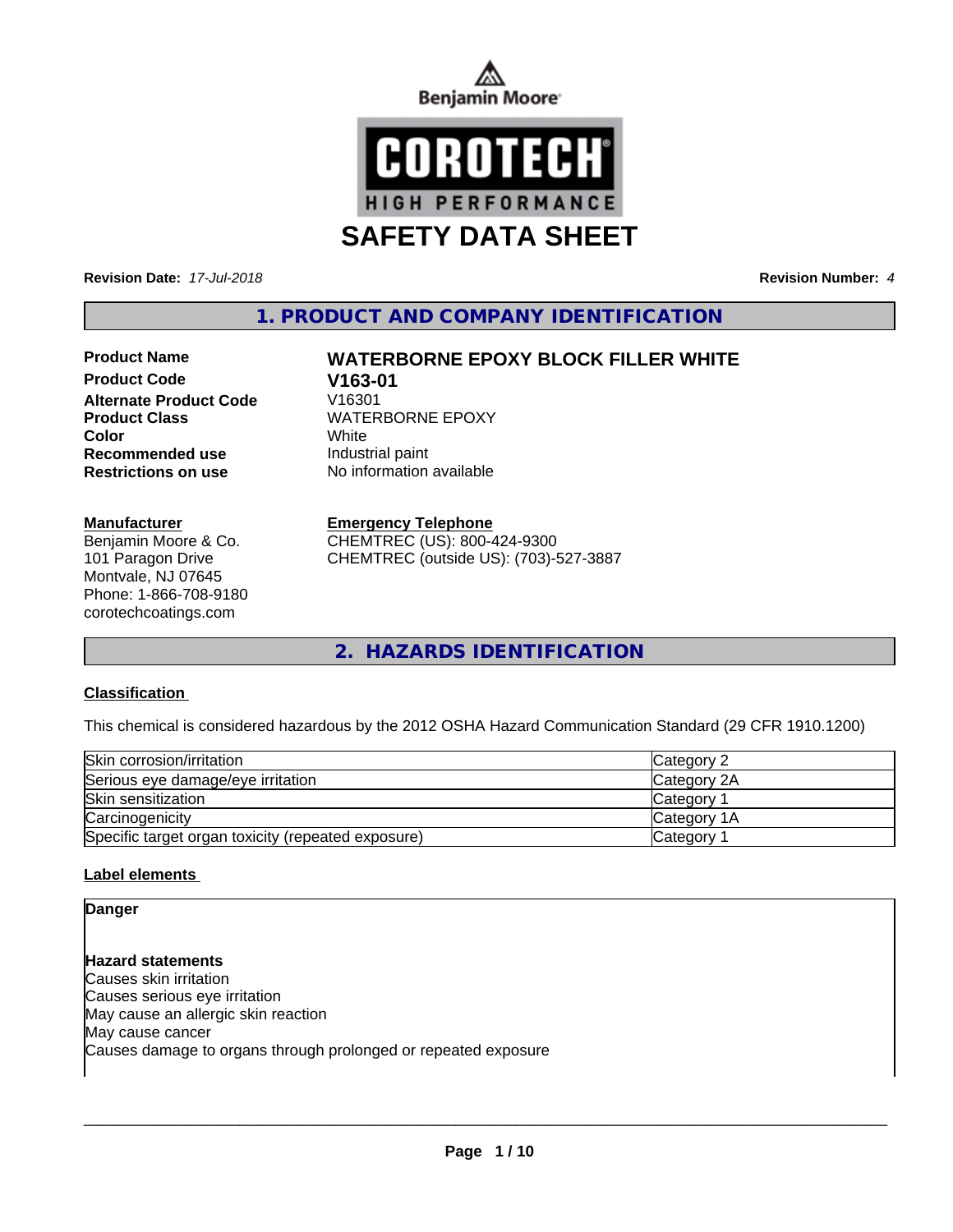Benjamin Moore

COROTECH® HIGH PERFORMANCE

# SAFETY DATA SHEET

**Revision Date:** *17-Jul-2018* **Revision Number:** *4*

## 1. PRODUCT AND COMPANY IDENTIFICATION

| | |
|---|---|
| **Product Name** | **WATERBORNE EPOXY BLOCK FILLER WHITE** |
| **Product Code** | **V163-01** |
| **Alternate Product Code** | V16301 |
| **Product Class** | WATERBORNE EPOXY |
| **Color** | White |
| **Recommended use** | Industrial paint |
| **Restrictions on use** | No information available |

**Manufacturer**
Benjamin Moore & Co.
101 Paragon Drive
Montvale, NJ 07645
Phone: 1-866-708-9180
corotechcoatings.com

**Emergency Telephone**
CHEMTREC (US): 800-424-9300
CHEMTREC (outside US): (703)-527-3887

## 2. HAZARDS IDENTIFICATION

**Classification**

This chemical is considered hazardous by the 2012 OSHA Hazard Communication Standard (29 CFR 1910.1200)

| | |
|---|---|
| Skin corrosion/irritation | Category 2 |
| Serious eye damage/eye irritation | Category 2A |
| Skin sensitization | Category 1 |
| Carcinogenicity | Category 1A |
| Specific target organ toxicity (repeated exposure) | Category 1 |

**Label elements**

**Danger**

**Hazard statements**
Causes skin irritation
Causes serious eye irritation
May cause an allergic skin reaction
May cause cancer
Causes damage to organs through prolonged or repeated exposure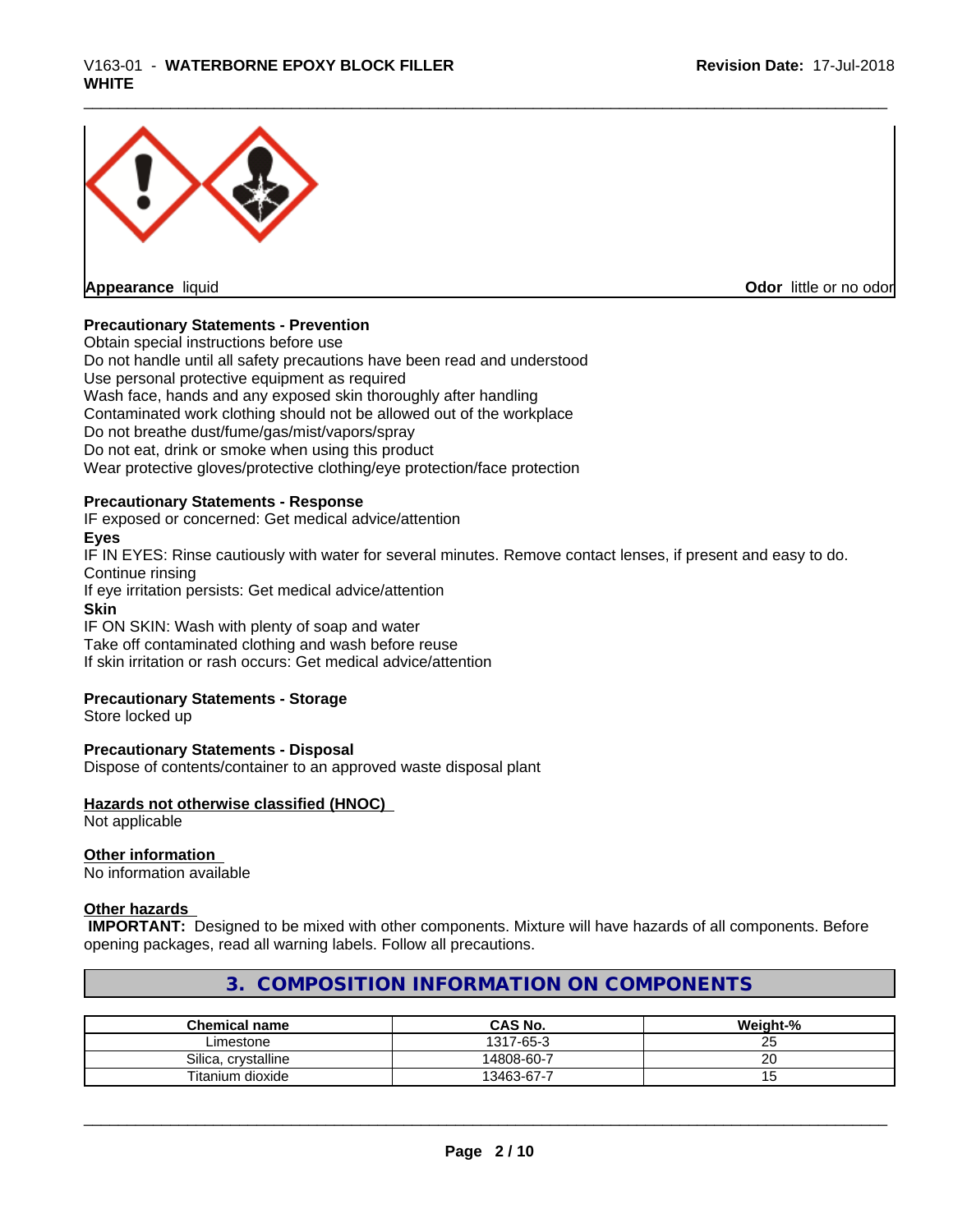**Appearance** liquid

**Odor** little or no odor

**Precautionary Statements - Prevention**

Obtain special instructions before use
Do not handle until all safety precautions have been read and understood
Use personal protective equipment as required
Wash face, hands and any exposed skin thoroughly after handling
Contaminated work clothing should not be allowed out of the workplace
Do not breathe dust/fume/gas/mist/vapors/spray
Do not eat, drink or smoke when using this product
Wear protective gloves/protective clothing/eye protection/face protection

**Precautionary Statements - Response**

IF exposed or concerned: Get medical advice/attention

**Eyes**

IF IN EYES: Rinse cautiously with water for several minutes. Remove contact lenses, if present and easy to do. Continue rinsing
If eye irritation persists: Get medical advice/attention

**Skin**

IF ON SKIN: Wash with plenty of soap and water
Take off contaminated clothing and wash before reuse
If skin irritation or rash occurs: Get medical advice/attention

**Precautionary Statements - Storage**

Store locked up

**Precautionary Statements - Disposal**

Dispose of contents/container to an approved waste disposal plant

**Hazards not otherwise classified (HNOC)**

Not applicable

**Other information**

No information available

**Other hazards**

**IMPORTANT:** Designed to be mixed with other components. Mixture will have hazards of all components. Before opening packages, read all warning labels. Follow all precautions.

## 3. COMPOSITION INFORMATION ON COMPONENTS

| Chemical name | CAS No. | Weight-% |
|---|---|---|
| Limestone | 1317-65-3 | 25 |
| Silica, crystalline | 14808-60-7 | 20 |
| Titanium dioxide | 13463-67-7 | 15 |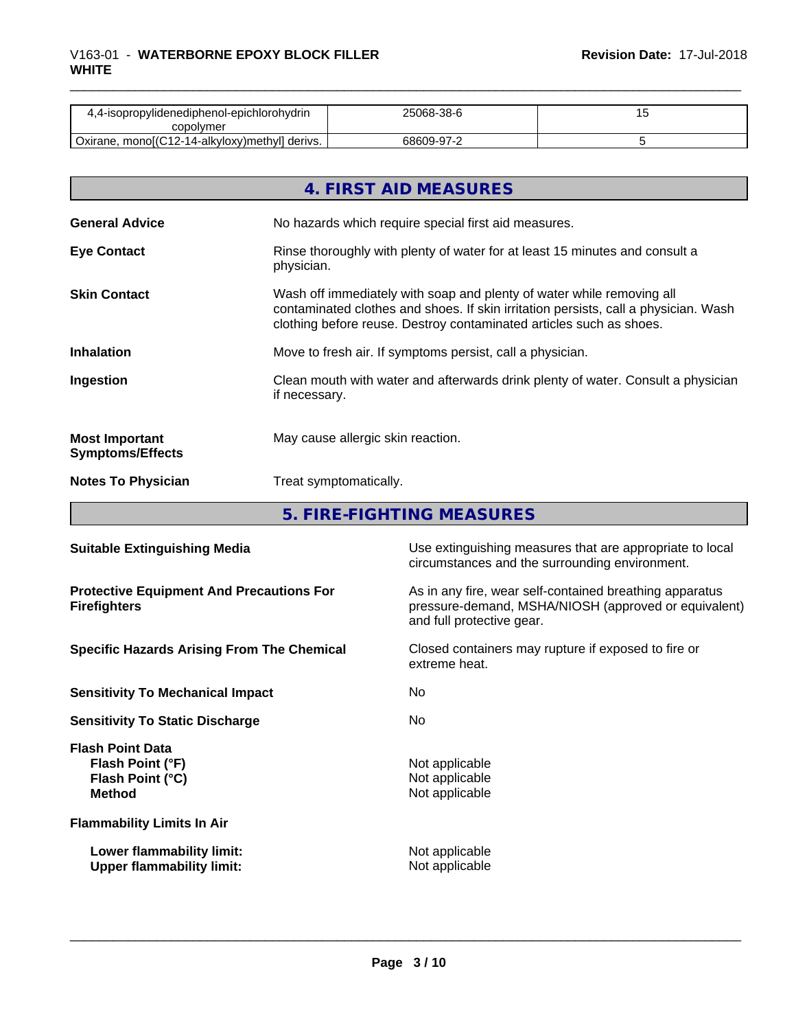| 4,4-isopropylidenediphenol-epichlorohydrin copolymer | 25068-38-6 | 15 |
|---|---|---|
| Oxirane, mono[(C12-14-alkyloxy)methyl] derivs. | 68609-97-2 | 5 |

## 4. FIRST AID MEASURES

**General Advice** No hazards which require special first aid measures.

**Eye Contact** Rinse thoroughly with plenty of water for at least 15 minutes and consult a physician.

**Skin Contact** Wash off immediately with soap and plenty of water while removing all contaminated clothes and shoes. If skin irritation persists, call a physician. Wash clothing before reuse. Destroy contaminated articles such as shoes.

**Inhalation** Move to fresh air. If symptoms persist, call a physician.

**Ingestion** Clean mouth with water and afterwards drink plenty of water. Consult a physician if necessary.

**Most Important Symptoms/Effects** May cause allergic skin reaction.

**Notes To Physician** Treat symptomatically.

## 5. FIRE-FIGHTING MEASURES

**Suitable Extinguishing Media** Use extinguishing measures that are appropriate to local circumstances and the surrounding environment.

**Protective Equipment And Precautions For Firefighters** As in any fire, wear self-contained breathing apparatus pressure-demand, MSHA/NIOSH (approved or equivalent) and full protective gear.

**Specific Hazards Arising From The Chemical** Closed containers may rupture if exposed to fire or extreme heat.

**Sensitivity To Mechanical Impact** No

**Sensitivity To Static Discharge** No

**Flash Point Data**
**Flash Point (°F)** Not applicable
**Flash Point (°C)** Not applicable
**Method** Not applicable

**Flammability Limits In Air**

**Lower flammability limit:** Not applicable
**Upper flammability limit:** Not applicable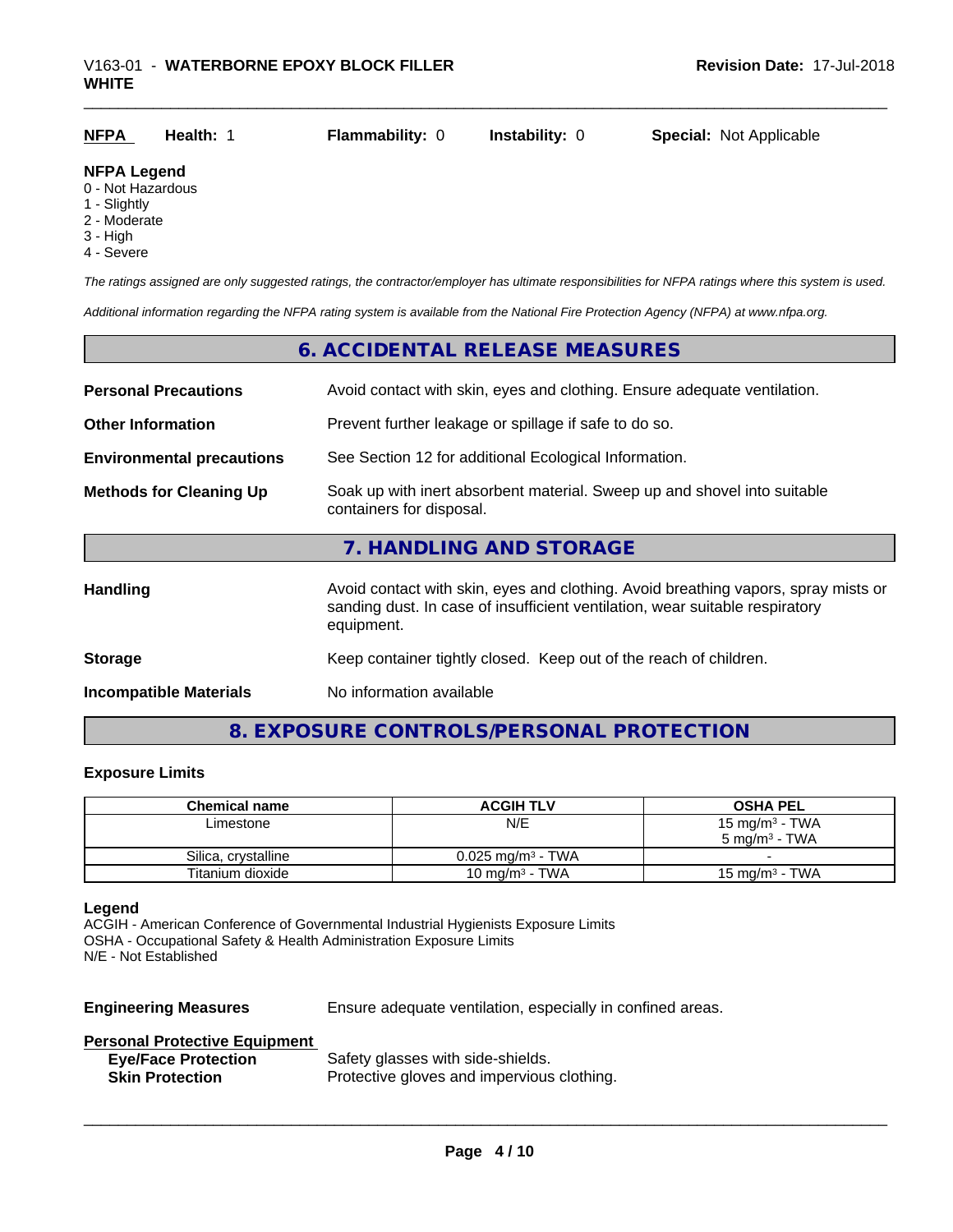| NFPA | Health: 1 | Flammability: 0 | Instability: 0 | Special: Not Applicable |
|---|---|---|---|---|

**NFPA Legend**
0 - Not Hazardous
1 - Slightly
2 - Moderate
3 - High
4 - Severe

*The ratings assigned are only suggested ratings, the contractor/employer has ultimate responsibilities for NFPA ratings where this system is used.*

*Additional information regarding the NFPA rating system is available from the National Fire Protection Agency (NFPA) at www.nfpa.org.*

## 6. ACCIDENTAL RELEASE MEASURES

**Personal Precautions** Avoid contact with skin, eyes and clothing. Ensure adequate ventilation.

**Other Information** Prevent further leakage or spillage if safe to do so.

**Environmental precautions** See Section 12 for additional Ecological Information.

**Methods for Cleaning Up** Soak up with inert absorbent material. Sweep up and shovel into suitable containers for disposal.

## 7. HANDLING AND STORAGE

**Handling** Avoid contact with skin, eyes and clothing. Avoid breathing vapors, spray mists or sanding dust. In case of insufficient ventilation, wear suitable respiratory equipment.

**Storage** Keep container tightly closed. Keep out of the reach of children.

**Incompatible Materials** No information available

## 8. EXPOSURE CONTROLS/PERSONAL PROTECTION

**Exposure Limits**

| Chemical name | ACGIH TLV | OSHA PEL |
|---|---|---|
| Limestone | N/E | 15 mg/m³ - TWA<br>5 mg/m³ - TWA |
| Silica, crystalline | 0.025 mg/m³ - TWA | - |
| Titanium dioxide | 10 mg/m³ - TWA | 15 mg/m³ - TWA |

**Legend**
ACGIH - American Conference of Governmental Industrial Hygienists Exposure Limits
OSHA - Occupational Safety & Health Administration Exposure Limits
N/E - Not Established

**Engineering Measures** Ensure adequate ventilation, especially in confined areas.

**Personal Protective Equipment**

**Eye/Face Protection** Safety glasses with side-shields.
**Skin Protection** Protective gloves and impervious clothing.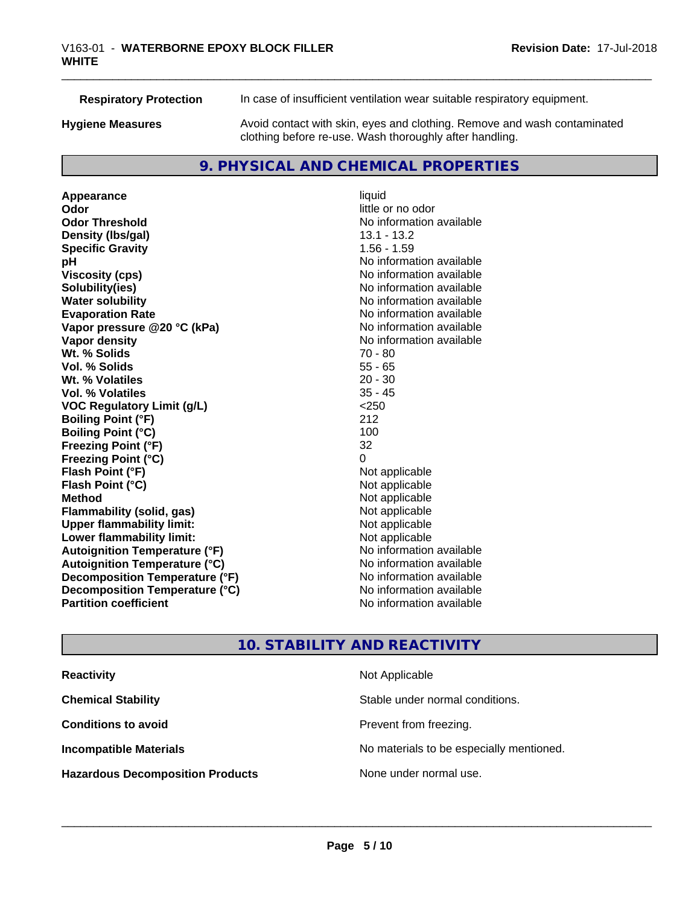| | |
|---|---|
| **Respiratory Protection** | In case of insufficient ventilation wear suitable respiratory equipment. |
| **Hygiene Measures** | Avoid contact with skin, eyes and clothing. Remove and wash contaminated clothing before re-use. Wash thoroughly after handling. |

## 9. PHYSICAL AND CHEMICAL PROPERTIES

| | |
|---|---|
| **Appearance** | liquid |
| **Odor** | little or no odor |
| **Odor Threshold** | No information available |
| **Density (lbs/gal)** | 13.1 - 13.2 |
| **Specific Gravity** | 1.56 - 1.59 |
| **pH** | No information available |
| **Viscosity (cps)** | No information available |
| **Solubility(ies)** | No information available |
| **Water solubility** | No information available |
| **Evaporation Rate** | No information available |
| **Vapor pressure @20 °C (kPa)** | No information available |
| **Vapor density** | No information available |
| **Wt. % Solids** | 70 - 80 |
| **Vol. % Solids** | 55 - 65 |
| **Wt. % Volatiles** | 20 - 30 |
| **Vol. % Volatiles** | 35 - 45 |
| **VOC Regulatory Limit (g/L)** | <250 |
| **Boiling Point (°F)** | 212 |
| **Boiling Point (°C)** | 100 |
| **Freezing Point (°F)** | 32 |
| **Freezing Point (°C)** | 0 |
| **Flash Point (°F)** | Not applicable |
| **Flash Point (°C)** | Not applicable |
| **Method** | Not applicable |
| **Flammability (solid, gas)** | Not applicable |
| **Upper flammability limit:** | Not applicable |
| **Lower flammability limit:** | Not applicable |
| **Autoignition Temperature (°F)** | No information available |
| **Autoignition Temperature (°C)** | No information available |
| **Decomposition Temperature (°F)** | No information available |
| **Decomposition Temperature (°C)** | No information available |
| **Partition coefficient** | No information available |

## 10. STABILITY AND REACTIVITY

| | |
|---|---|
| **Reactivity** | Not Applicable |
| **Chemical Stability** | Stable under normal conditions. |
| **Conditions to avoid** | Prevent from freezing. |
| **Incompatible Materials** | No materials to be especially mentioned. |
| **Hazardous Decomposition Products** | None under normal use. |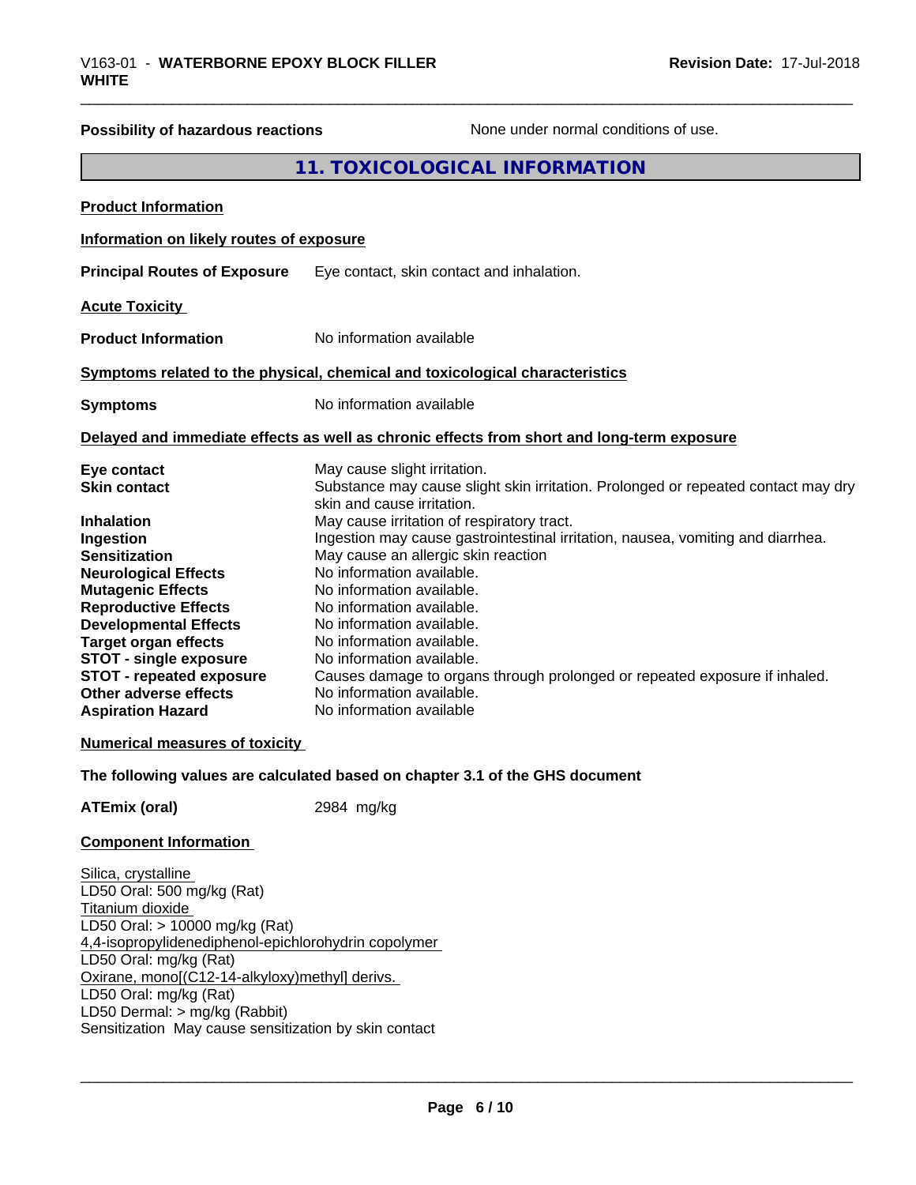**Possibility of hazardous reactions** None under normal conditions of use.

## 11. TOXICOLOGICAL INFORMATION

**Product Information**

**Information on likely routes of exposure**

**Principal Routes of Exposure** Eye contact, skin contact and inhalation.

**Acute Toxicity**

**Product Information** No information available

**Symptoms related to the physical, chemical and toxicological characteristics**

**Symptoms** No information available

**Delayed and immediate effects as well as chronic effects from short and long-term exposure**

| | |
|---|---|
| **Eye contact** | May cause slight irritation. |
| **Skin contact** | Substance may cause slight skin irritation. Prolonged or repeated contact may dry skin and cause irritation. |
| **Inhalation** | May cause irritation of respiratory tract. |
| **Ingestion** | Ingestion may cause gastrointestinal irritation, nausea, vomiting and diarrhea. |
| **Sensitization** | May cause an allergic skin reaction |
| **Neurological Effects** | No information available. |
| **Mutagenic Effects** | No information available. |
| **Reproductive Effects** | No information available. |
| **Developmental Effects** | No information available. |
| **Target organ effects** | No information available. |
| **STOT - single exposure** | No information available. |
| **STOT - repeated exposure** | Causes damage to organs through prolonged or repeated exposure if inhaled. |
| **Other adverse effects** | No information available. |
| **Aspiration Hazard** | No information available |

**Numerical measures of toxicity**

**The following values are calculated based on chapter 3.1 of the GHS document**

**ATEmix (oral)** 2984 mg/kg

**Component Information**

Silica, crystalline
LD50 Oral: 500 mg/kg (Rat)
Titanium dioxide
LD50 Oral: > 10000 mg/kg (Rat)
4,4-isopropylidenediphenol-epichlorohydrin copolymer
LD50 Oral: mg/kg (Rat)
Oxirane, mono[(C12-14-alkyloxy)methyl] derivs.
LD50 Oral: mg/kg (Rat)
LD50 Dermal: > mg/kg (Rabbit)
Sensitization May cause sensitization by skin contact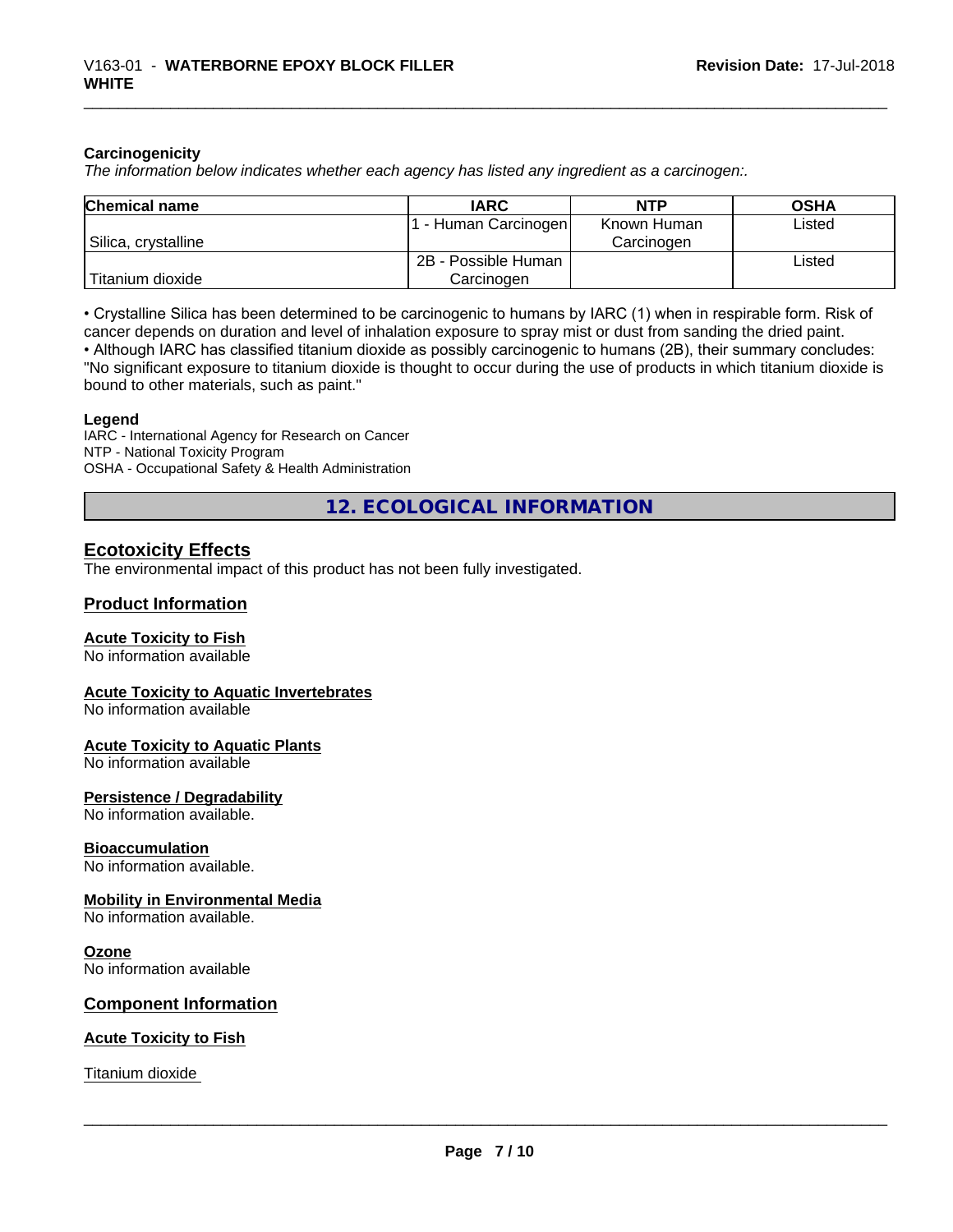### Carcinogenicity

*The information below indicates whether each agency has listed any ingredient as a carcinogen:.*

| Chemical name | IARC | NTP | OSHA |
|---|---|---|---|
| Silica, crystalline | 1 - Human Carcinogen | Known Human Carcinogen | Listed |
| Titanium dioxide | 2B - Possible Human Carcinogen | | Listed |

- Crystalline Silica has been determined to be carcinogenic to humans by IARC (1) when in respirable form. Risk of cancer depends on duration and level of inhalation exposure to spray mist or dust from sanding the dried paint.
- Although IARC has classified titanium dioxide as possibly carcinogenic to humans (2B), their summary concludes: "No significant exposure to titanium dioxide is thought to occur during the use of products in which titanium dioxide is bound to other materials, such as paint."

**Legend**

IARC - International Agency for Research on Cancer
NTP - National Toxicity Program
OSHA - Occupational Safety & Health Administration

## 12. ECOLOGICAL INFORMATION

### Ecotoxicity Effects

The environmental impact of this product has not been fully investigated.

### Product Information

**Acute Toxicity to Fish**
No information available

**Acute Toxicity to Aquatic Invertebrates**
No information available

**Acute Toxicity to Aquatic Plants**
No information available

**Persistence / Degradability**
No information available.

**Bioaccumulation**
No information available.

**Mobility in Environmental Media**
No information available.

**Ozone**
No information available

### Component Information

**Acute Toxicity to Fish**

Titanium dioxide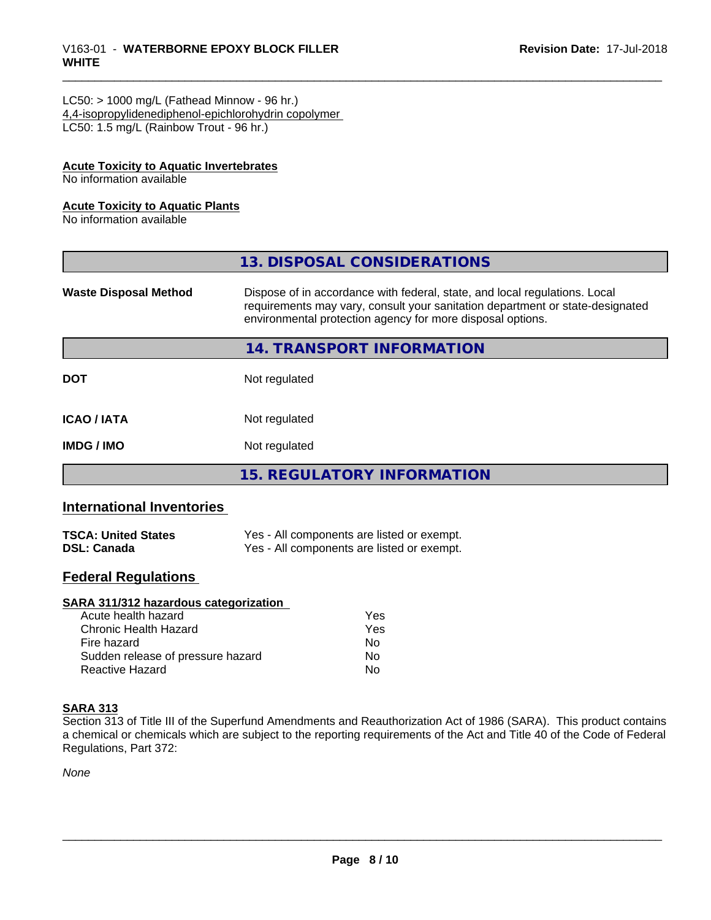LC50: > 1000 mg/L (Fathead Minnow - 96 hr.)
4,4-isopropylidenediphenol-epichlorohydrin copolymer
LC50: 1.5 mg/L (Rainbow Trout - 96 hr.)

**Acute Toxicity to Aquatic Invertebrates**
No information available

**Acute Toxicity to Aquatic Plants**
No information available

## 13. DISPOSAL CONSIDERATIONS

| | |
|---|---|
| **Waste Disposal Method** | Dispose of in accordance with federal, state, and local regulations. Local requirements may vary, consult your sanitation department or state-designated environmental protection agency for more disposal options. |

## 14. TRANSPORT INFORMATION

| | |
|---|---|
| **DOT** | Not regulated |
| **ICAO / IATA** | Not regulated |
| **IMDG / IMO** | Not regulated |

## 15. REGULATORY INFORMATION

### International Inventories

| | |
|---|---|
| **TSCA: United States** | Yes - All components are listed or exempt. |
| **DSL: Canada** | Yes - All components are listed or exempt. |

### Federal Regulations

**SARA 311/312 hazardous categorization**

| | |
|---|---|
| Acute health hazard | Yes |
| Chronic Health Hazard | Yes |
| Fire hazard | No |
| Sudden release of pressure hazard | No |
| Reactive Hazard | No |

**SARA 313**
Section 313 of Title III of the Superfund Amendments and Reauthorization Act of 1986 (SARA). This product contains a chemical or chemicals which are subject to the reporting requirements of the Act and Title 40 of the Code of Federal Regulations, Part 372:

*None*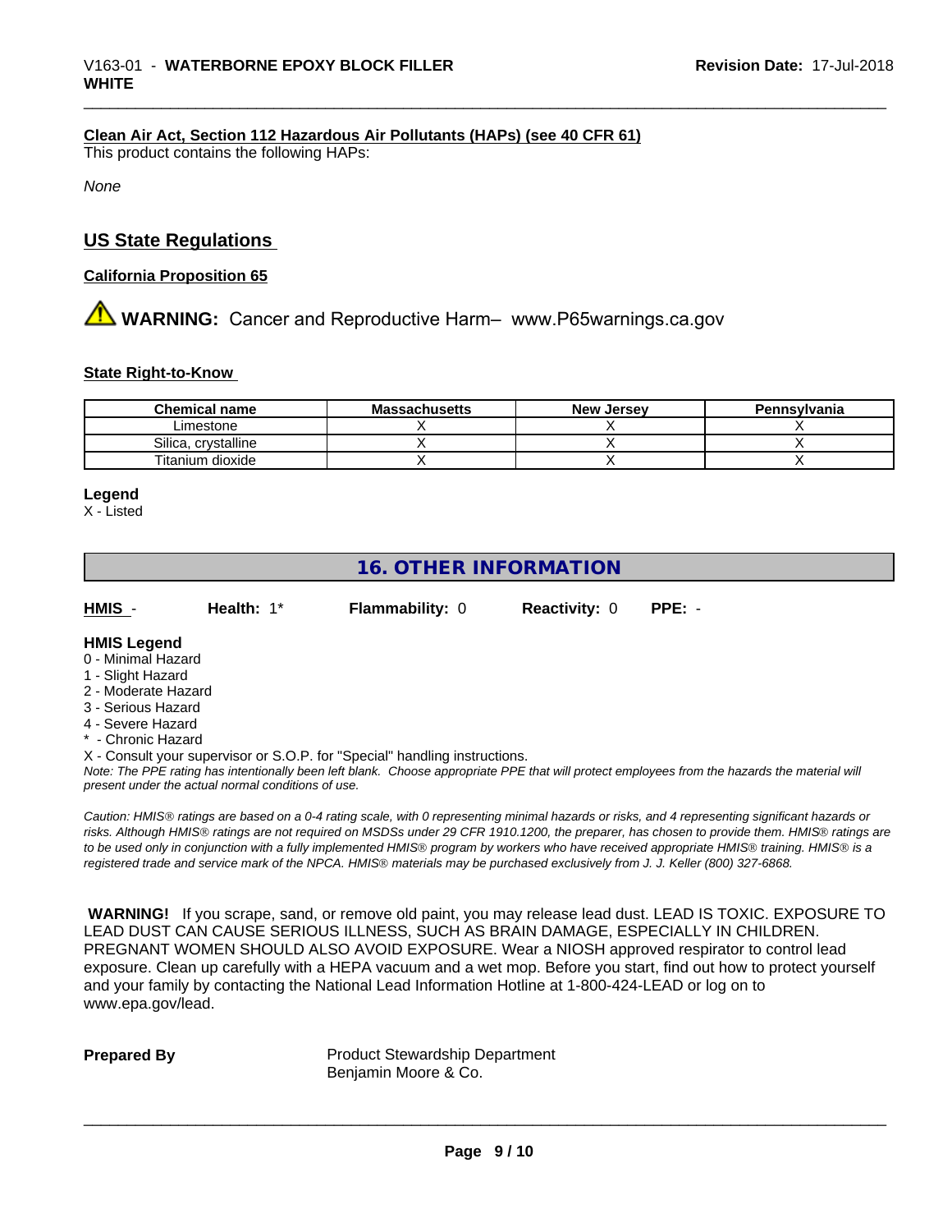**Clean Air Act, Section 112 Hazardous Air Pollutants (HAPs) (see 40 CFR 61)**
This product contains the following HAPs:

*None*

## US State Regulations

**California Proposition 65**

⚠ **WARNING:** Cancer and Reproductive Harm– www.P65warnings.ca.gov

**State Right-to-Know**

| Chemical name | Massachusetts | New Jersey | Pennsylvania |
|---|---|---|---|
| Limestone | X | X | X |
| Silica, crystalline | X | X | X |
| Titanium dioxide | X | X | X |

**Legend**
X - Listed

## 16. OTHER INFORMATION

**HMIS** - **Health:** 1* **Flammability:** 0 **Reactivity:** 0 **PPE:** -

**HMIS Legend**
0 - Minimal Hazard
1 - Slight Hazard
2 - Moderate Hazard
3 - Serious Hazard
4 - Severe Hazard
* - Chronic Hazard
X - Consult your supervisor or S.O.P. for "Special" handling instructions.
*Note: The PPE rating has intentionally been left blank. Choose appropriate PPE that will protect employees from the hazards the material will present under the actual normal conditions of use.*

*Caution: HMIS® ratings are based on a 0-4 rating scale, with 0 representing minimal hazards or risks, and 4 representing significant hazards or risks. Although HMIS® ratings are not required on MSDSs under 29 CFR 1910.1200, the preparer, has chosen to provide them. HMIS® ratings are to be used only in conjunction with a fully implemented HMIS® program by workers who have received appropriate HMIS® training. HMIS® is a registered trade and service mark of the NPCA. HMIS® materials may be purchased exclusively from J. J. Keller (800) 327-6868.*

**WARNING!** If you scrape, sand, or remove old paint, you may release lead dust. LEAD IS TOXIC. EXPOSURE TO LEAD DUST CAN CAUSE SERIOUS ILLNESS, SUCH AS BRAIN DAMAGE, ESPECIALLY IN CHILDREN. PREGNANT WOMEN SHOULD ALSO AVOID EXPOSURE. Wear a NIOSH approved respirator to control lead exposure. Clean up carefully with a HEPA vacuum and a wet mop. Before you start, find out how to protect yourself and your family by contacting the National Lead Information Hotline at 1-800-424-LEAD or log on to www.epa.gov/lead.

**Prepared By** Product Stewardship Department
Benjamin Moore & Co.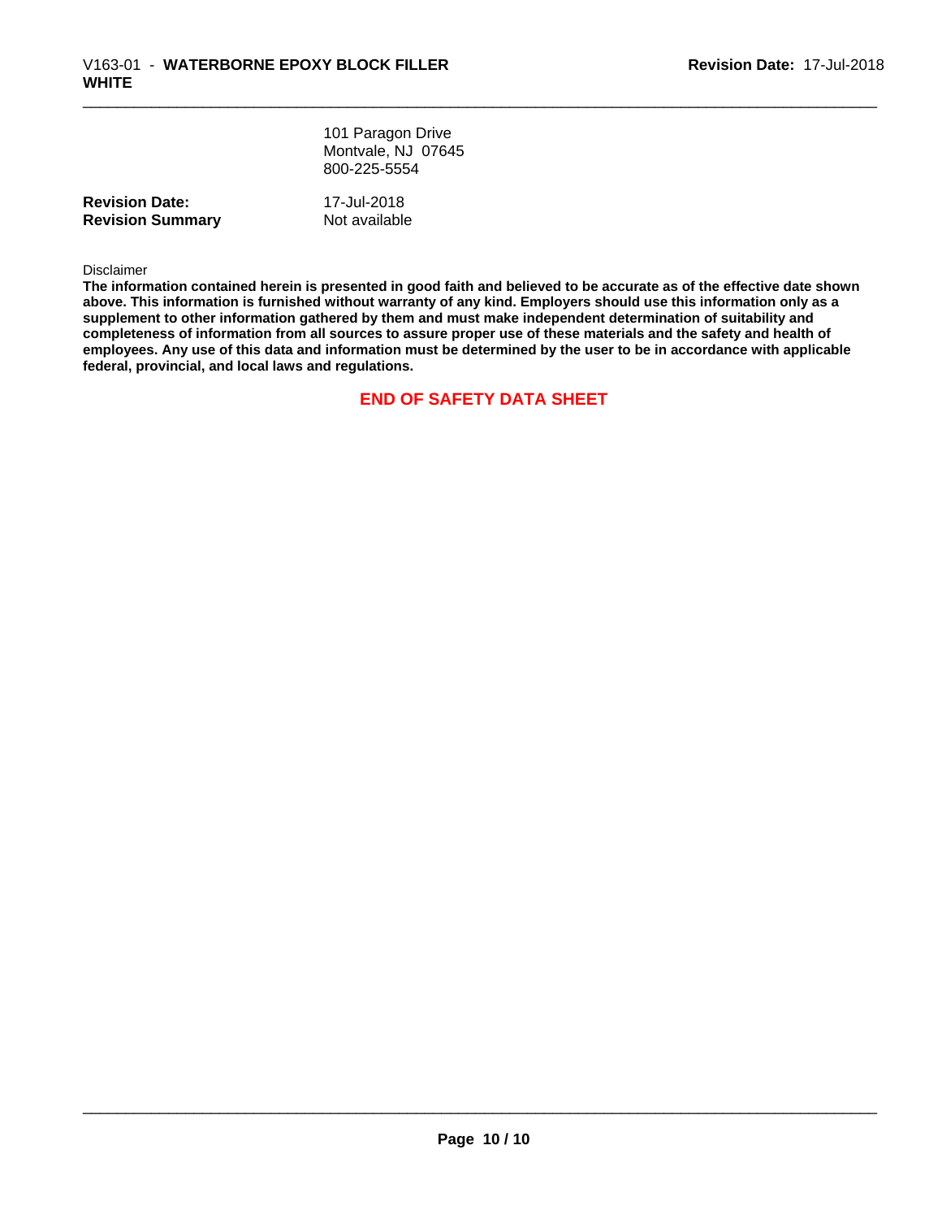101 Paragon Drive
Montvale, NJ 07645
800-225-5554

| | |
|---|---|
| **Revision Date:** | 17-Jul-2018 |
| **Revision Summary** | Not available |

Disclaimer

**The information contained herein is presented in good faith and believed to be accurate as of the effective date shown above. This information is furnished without warranty of any kind. Employers should use this information only as a supplement to other information gathered by them and must make independent determination of suitability and completeness of information from all sources to assure proper use of these materials and the safety and health of employees. Any use of this data and information must be determined by the user to be in accordance with applicable federal, provincial, and local laws and regulations.**

**END OF SAFETY DATA SHEET**